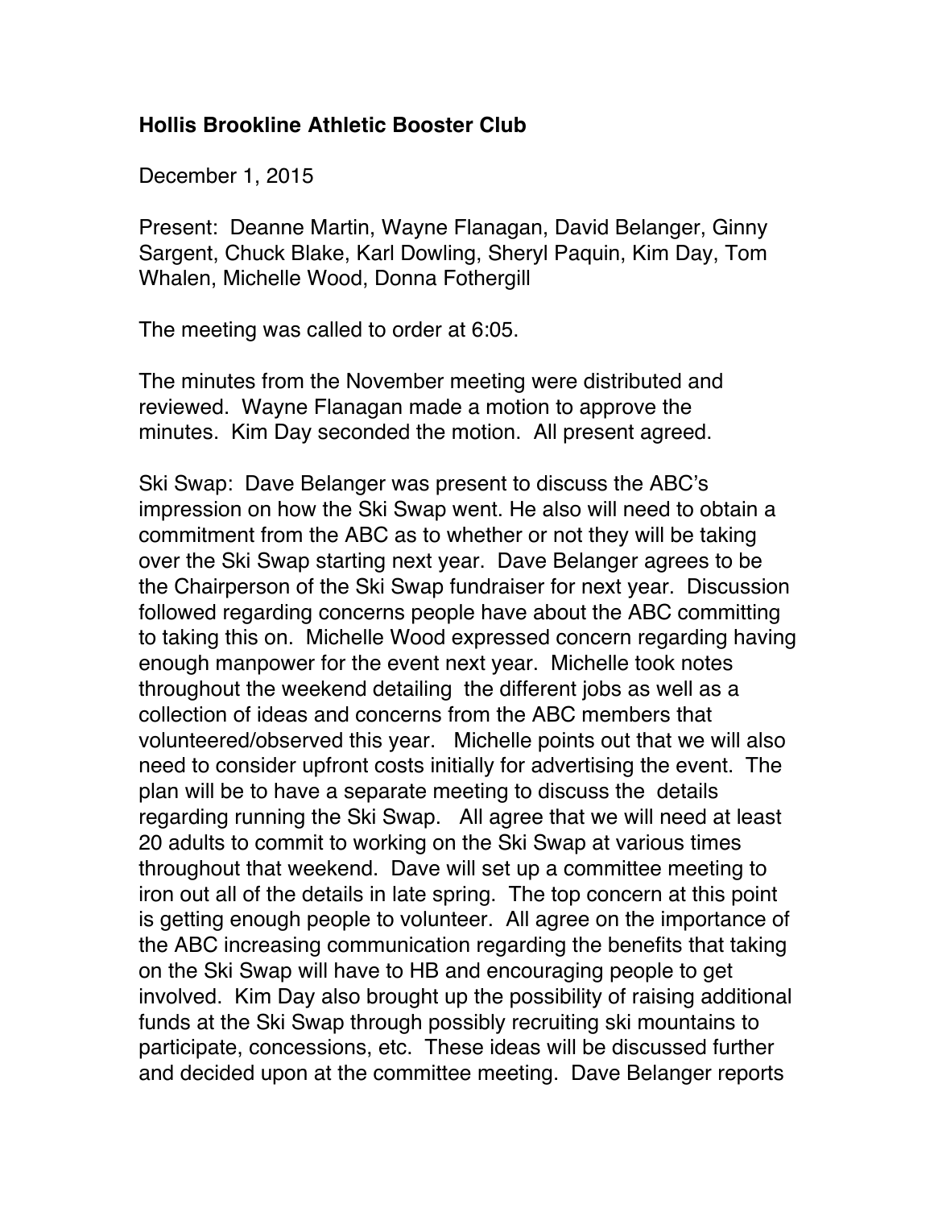# Hollis Brookline Athletic Booster Club

December 1, 2015

Present: Deanne Martin, Wayne Flanagan, David Belanger, Ginny Sargent, Chuck Blake, Karl Dowling, Sheryl Paquin, Kim Day, Tom Whalen, Michelle Wood, Donna Fothergill

The meeting was called to order at 6:05.

The minutes from the November meeting were distributed and reviewed. Wayne Flanagan made a motion to approve the minutes. Kim Day seconded the motion. All present agreed.

Ski Swap: Dave Belanger was present to discuss the ABC's impression on how the Ski Swap went. He also will need to obtain a commitment from the ABC as to whether or not they will be taking over the Ski Swap starting next year. Dave Belanger agrees to be the Chairperson of the Ski Swap fundraiser for next year. Discussion followed regarding concerns people have about the ABC committing to taking this on. Michelle Wood expressed concern regarding having enough manpower for the event next year. Michelle took notes throughout the weekend detailing the different jobs as well as a collection of ideas and concerns from the ABC members that volunteered/observed this year. Michelle points out that we will also need to consider upfront costs initially for advertising the event. The plan will be to have a separate meeting to discuss the details regarding running the Ski Swap. All agree that we will need at least 20 adults to commit to working on the Ski Swap at various times throughout that weekend. Dave will set up a committee meeting to iron out all of the details in late spring. The top concern at this point is getting enough people to volunteer. All agree on the importance of the ABC increasing communication regarding the benefits that taking on the Ski Swap will have to HB and encouraging people to get involved. Kim Day also brought up the possibility of raising additional funds at the Ski Swap through possibly recruiting ski mountains to participate, concessions, etc. These ideas will be discussed further and decided upon at the committee meeting. Dave Belanger reports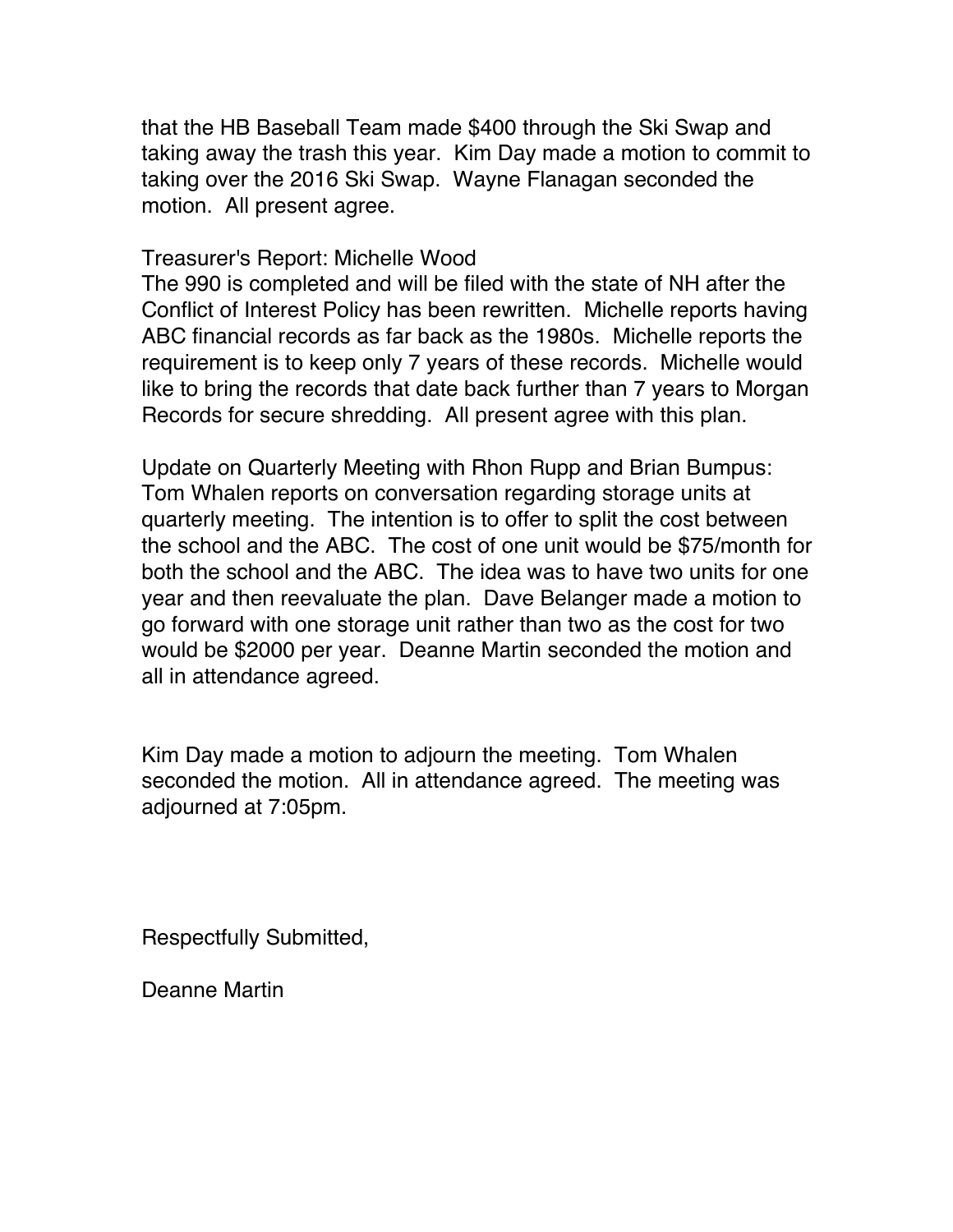that the HB Baseball Team made $400 through the Ski Swap and taking away the trash this year. Kim Day made a motion to commit to taking over the 2016 Ski Swap. Wayne Flanagan seconded the motion. All present agree.

Treasurer's Report: Michelle Wood
The 990 is completed and will be filed with the state of NH after the Conflict of Interest Policy has been rewritten. Michelle reports having ABC financial records as far back as the 1980s. Michelle reports the requirement is to keep only 7 years of these records. Michelle would like to bring the records that date back further than 7 years to Morgan Records for secure shredding. All present agree with this plan.

Update on Quarterly Meeting with Rhon Rupp and Brian Bumpus:
Tom Whalen reports on conversation regarding storage units at quarterly meeting. The intention is to offer to split the cost between the school and the ABC. The cost of one unit would be $75/month for both the school and the ABC. The idea was to have two units for one year and then reevaluate the plan. Dave Belanger made a motion to go forward with one storage unit rather than two as the cost for two would be $2000 per year. Deanne Martin seconded the motion and all in attendance agreed.

Kim Day made a motion to adjourn the meeting. Tom Whalen seconded the motion. All in attendance agreed. The meeting was adjourned at 7:05pm.

Respectfully Submitted,

Deanne Martin